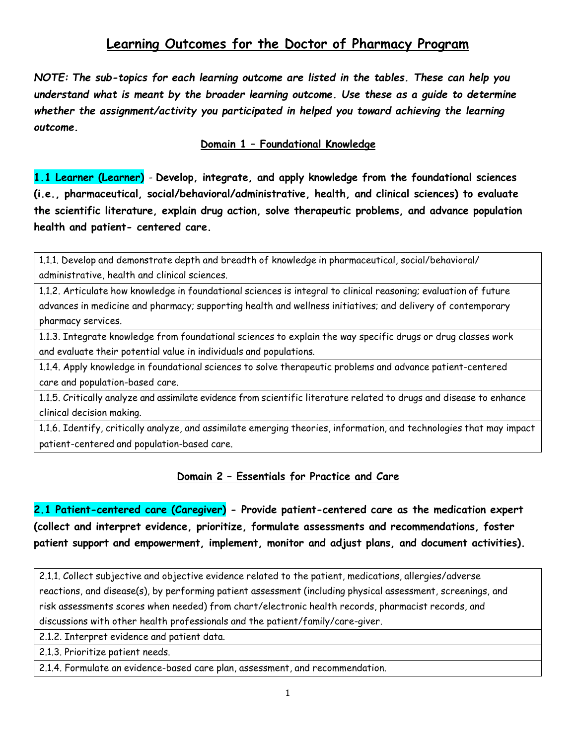# Learning Outcomes for the Doctor of Pharmacy Program

***NOTE: The sub-topics for each learning outcome are listed in the tables. These can help you understand what is meant by the broader learning outcome. Use these as a guide to determine whether the assignment/activity you participated in helped you toward achieving the learning outcome.***

## Domain 1 – Foundational Knowledge

**1.1 Learner (Learner)** - **Develop, integrate, and apply knowledge from the foundational sciences (i.e., pharmaceutical, social/behavioral/administrative, health, and clinical sciences) to evaluate the scientific literature, explain drug action, solve therapeutic problems, and advance population health and patient- centered care.**

| 1.1.1. Develop and demonstrate depth and breadth of knowledge in pharmaceutical, social/behavioral/ administrative, health and clinical sciences. |
|---|
| 1.1.2. Articulate how knowledge in foundational sciences is integral to clinical reasoning; evaluation of future advances in medicine and pharmacy; supporting health and wellness initiatives; and delivery of contemporary pharmacy services. |
| 1.1.3. Integrate knowledge from foundational sciences to explain the way specific drugs or drug classes work and evaluate their potential value in individuals and populations. |
| 1.1.4. Apply knowledge in foundational sciences to solve therapeutic problems and advance patient-centered care and population-based care. |
| 1.1.5. Critically analyze and assimilate evidence from scientific literature related to drugs and disease to enhance clinical decision making. |
| 1.1.6. Identify, critically analyze, and assimilate emerging theories, information, and technologies that may impact patient-centered and population-based care. |

## Domain 2 – Essentials for Practice and Care

**2.1 Patient-centered care (Caregiver) - Provide patient-centered care as the medication expert (collect and interpret evidence, prioritize, formulate assessments and recommendations, foster patient support and empowerment, implement, monitor and adjust plans, and document activities).**

| 2.1.1. Collect subjective and objective evidence related to the patient, medications, allergies/adverse reactions, and disease(s), by performing patient assessment (including physical assessment, screenings, and risk assessments scores when needed) from chart/electronic health records, pharmacist records, and discussions with other health professionals and the patient/family/care-giver. |
|---|
| 2.1.2. Interpret evidence and patient data. |
| 2.1.3. Prioritize patient needs. |
| 2.1.4. Formulate an evidence-based care plan, assessment, and recommendation. |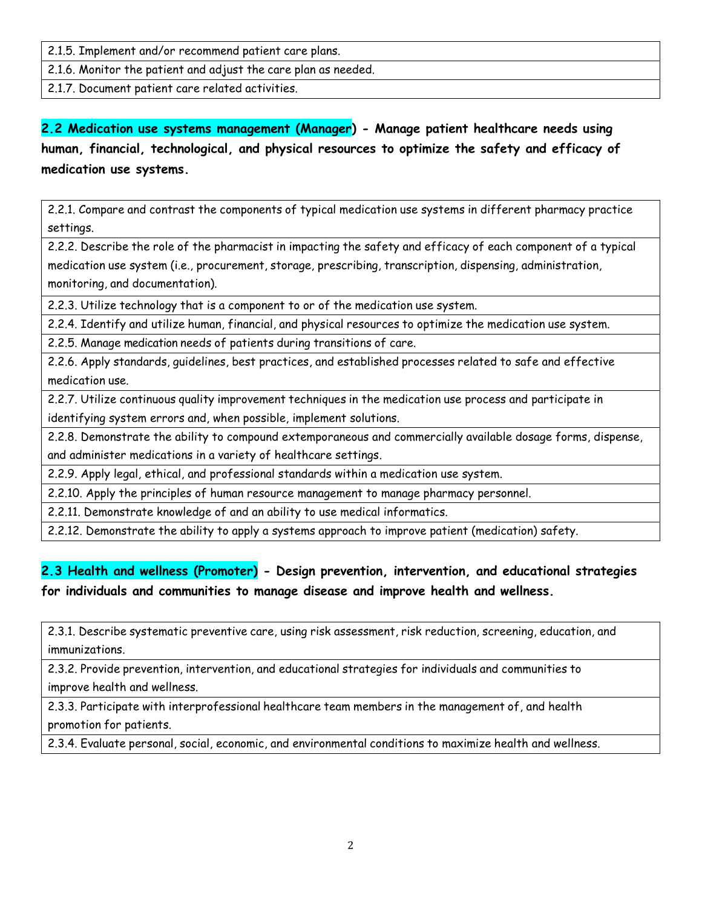| 2.1.5. Implement and/or recommend patient care plans. |
|---|
| 2.1.6. Monitor the patient and adjust the care plan as needed. |
| 2.1.7. Document patient care related activities. |

**2.2 Medication use systems management (Manager) - Manage patient healthcare needs using human, financial, technological, and physical resources to optimize the safety and efficacy of medication use systems.**

| 2.2.1. Compare and contrast the components of typical medication use systems in different pharmacy practice settings. |
|---|
| 2.2.2. Describe the role of the pharmacist in impacting the safety and efficacy of each component of a typical medication use system (i.e., procurement, storage, prescribing, transcription, dispensing, administration, monitoring, and documentation). |
| 2.2.3. Utilize technology that is a component to or of the medication use system. |
| 2.2.4. Identify and utilize human, financial, and physical resources to optimize the medication use system. |
| 2.2.5. Manage medication needs of patients during transitions of care. |
| 2.2.6. Apply standards, guidelines, best practices, and established processes related to safe and effective medication use. |
| 2.2.7. Utilize continuous quality improvement techniques in the medication use process and participate in identifying system errors and, when possible, implement solutions. |
| 2.2.8. Demonstrate the ability to compound extemporaneous and commercially available dosage forms, dispense, and administer medications in a variety of healthcare settings. |
| 2.2.9. Apply legal, ethical, and professional standards within a medication use system. |
| 2.2.10. Apply the principles of human resource management to manage pharmacy personnel. |
| 2.2.11. Demonstrate knowledge of and an ability to use medical informatics. |
| 2.2.12. Demonstrate the ability to apply a systems approach to improve patient (medication) safety. |

**2.3 Health and wellness (Promoter) - Design prevention, intervention, and educational strategies for individuals and communities to manage disease and improve health and wellness.**

| 2.3.1. Describe systematic preventive care, using risk assessment, risk reduction, screening, education, and immunizations. |
|---|
| 2.3.2. Provide prevention, intervention, and educational strategies for individuals and communities to improve health and wellness. |
| 2.3.3. Participate with interprofessional healthcare team members in the management of, and health promotion for patients. |
| 2.3.4. Evaluate personal, social, economic, and environmental conditions to maximize health and wellness. |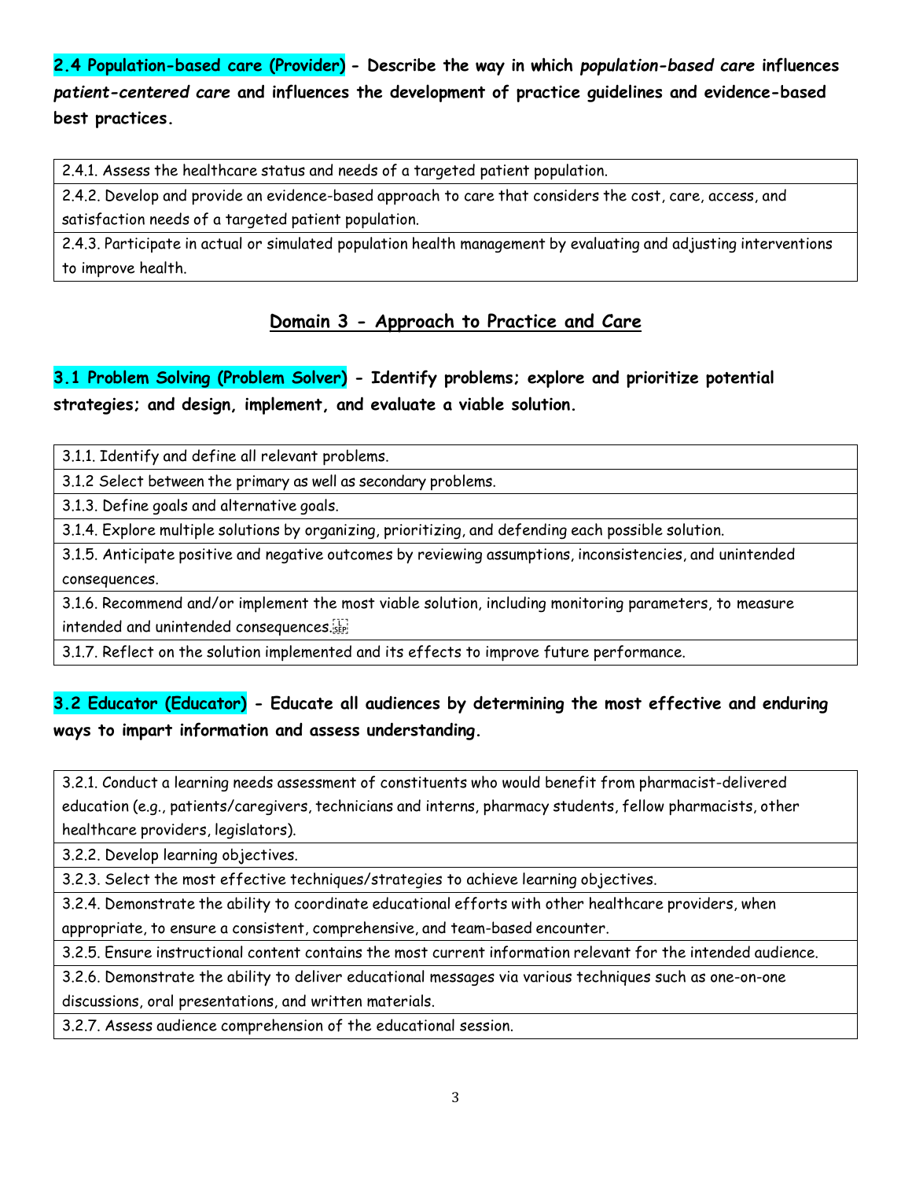**2.4 Population-based care (Provider) - Describe the way in which *population-based care* influences *patient-centered care* and influences the development of practice guidelines and evidence-based best practices.**

| |
|---|
| 2.4.1. Assess the healthcare status and needs of a targeted patient population. |
| 2.4.2. Develop and provide an evidence-based approach to care that considers the cost, care, access, and satisfaction needs of a targeted patient population. |
| 2.4.3. Participate in actual or simulated population health management by evaluating and adjusting interventions to improve health. |

## Domain 3 - Approach to Practice and Care

**3.1 Problem Solving (Problem Solver) - Identify problems; explore and prioritize potential strategies; and design, implement, and evaluate a viable solution.**

| |
|---|
| 3.1.1. Identify and define all relevant problems. |
| 3.1.2 Select between the primary as well as secondary problems. |
| 3.1.3. Define goals and alternative goals. |
| 3.1.4. Explore multiple solutions by organizing, prioritizing, and defending each possible solution. |
| 3.1.5. Anticipate positive and negative outcomes by reviewing assumptions, inconsistencies, and unintended consequences. |
| 3.1.6. Recommend and/or implement the most viable solution, including monitoring parameters, to measure intended and unintended consequences. |
| 3.1.7. Reflect on the solution implemented and its effects to improve future performance. |

**3.2 Educator (Educator) - Educate all audiences by determining the most effective and enduring ways to impart information and assess understanding.**

| |
|---|
| 3.2.1. Conduct a learning needs assessment of constituents who would benefit from pharmacist-delivered education (e.g., patients/caregivers, technicians and interns, pharmacy students, fellow pharmacists, other healthcare providers, legislators). |
| 3.2.2. Develop learning objectives. |
| 3.2.3. Select the most effective techniques/strategies to achieve learning objectives. |
| 3.2.4. Demonstrate the ability to coordinate educational efforts with other healthcare providers, when appropriate, to ensure a consistent, comprehensive, and team-based encounter. |
| 3.2.5. Ensure instructional content contains the most current information relevant for the intended audience. |
| 3.2.6. Demonstrate the ability to deliver educational messages via various techniques such as one-on-one discussions, oral presentations, and written materials. |
| 3.2.7. Assess audience comprehension of the educational session. |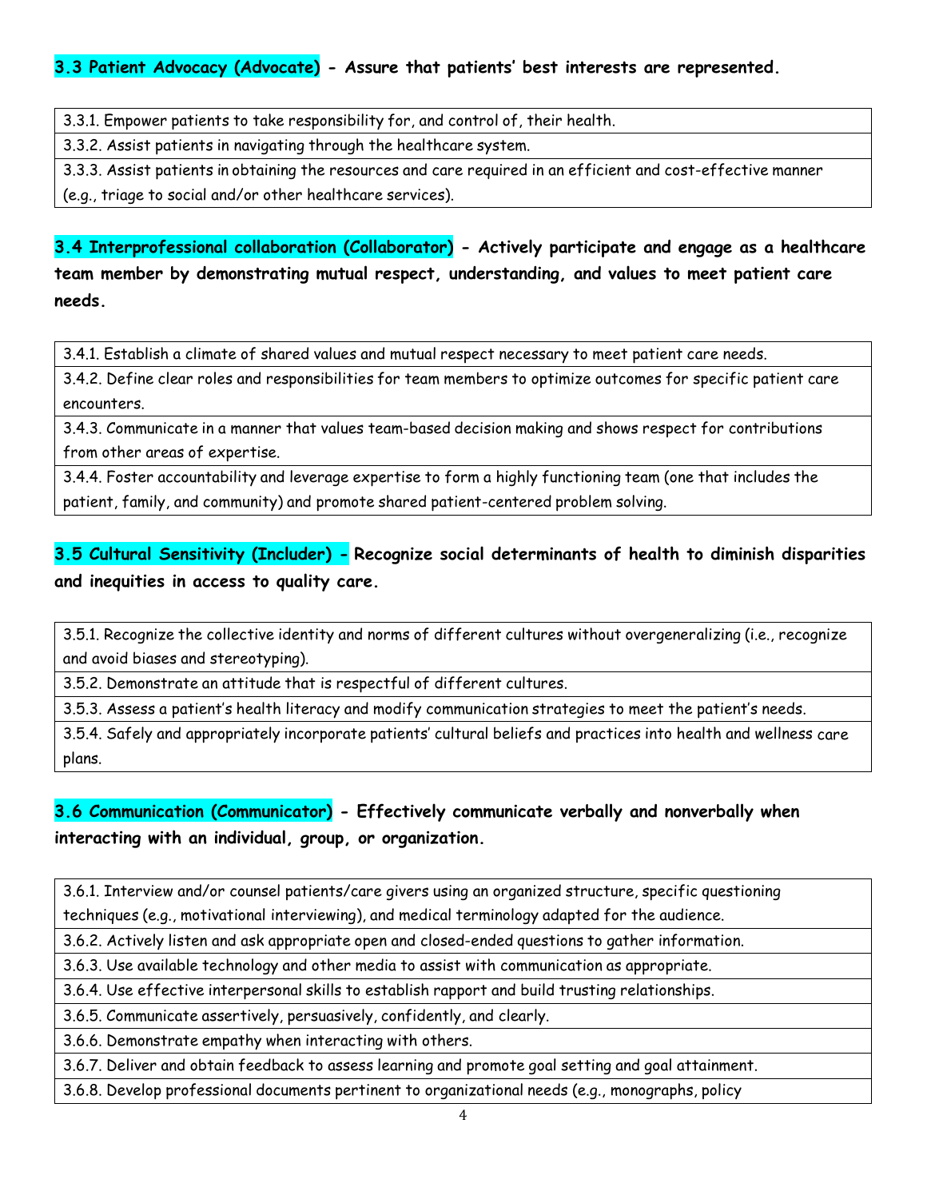**3.3 Patient Advocacy (Advocate) - Assure that patients' best interests are represented.**

| |
|---|
| 3.3.1. Empower patients to take responsibility for, and control of, their health. |
| 3.3.2. Assist patients in navigating through the healthcare system. |
| 3.3.3. Assist patients in obtaining the resources and care required in an efficient and cost-effective manner (e.g., triage to social and/or other healthcare services). |

**3.4 Interprofessional collaboration (Collaborator) - Actively participate and engage as a healthcare team member by demonstrating mutual respect, understanding, and values to meet patient care needs.**

| |
|---|
| 3.4.1. Establish a climate of shared values and mutual respect necessary to meet patient care needs. |
| 3.4.2. Define clear roles and responsibilities for team members to optimize outcomes for specific patient care encounters. |
| 3.4.3. Communicate in a manner that values team-based decision making and shows respect for contributions from other areas of expertise. |
| 3.4.4. Foster accountability and leverage expertise to form a highly functioning team (one that includes the patient, family, and community) and promote shared patient-centered problem solving. |

**3.5 Cultural Sensitivity (Includer) - Recognize social determinants of health to diminish disparities and inequities in access to quality care.**

| |
|---|
| 3.5.1. Recognize the collective identity and norms of different cultures without overgeneralizing (i.e., recognize and avoid biases and stereotyping). |
| 3.5.2. Demonstrate an attitude that is respectful of different cultures. |
| 3.5.3. Assess a patient's health literacy and modify communication strategies to meet the patient's needs. |
| 3.5.4. Safely and appropriately incorporate patients' cultural beliefs and practices into health and wellness care plans. |

**3.6 Communication (Communicator) - Effectively communicate verbally and nonverbally when interacting with an individual, group, or organization.**

| |
|---|
| 3.6.1. Interview and/or counsel patients/care givers using an organized structure, specific questioning techniques (e.g., motivational interviewing), and medical terminology adapted for the audience. |
| 3.6.2. Actively listen and ask appropriate open and closed-ended questions to gather information. |
| 3.6.3. Use available technology and other media to assist with communication as appropriate. |
| 3.6.4. Use effective interpersonal skills to establish rapport and build trusting relationships. |
| 3.6.5. Communicate assertively, persuasively, confidently, and clearly. |
| 3.6.6. Demonstrate empathy when interacting with others. |
| 3.6.7. Deliver and obtain feedback to assess learning and promote goal setting and goal attainment. |
| 3.6.8. Develop professional documents pertinent to organizational needs (e.g., monographs, policy |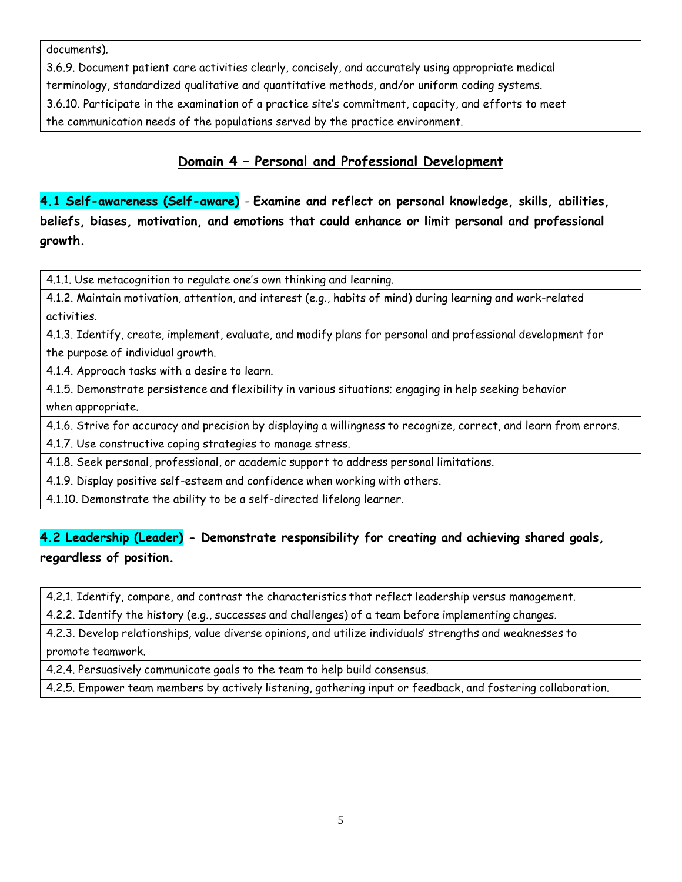| documents). |
| --- |
| 3.6.9. Document patient care activities clearly, concisely, and accurately using appropriate medical terminology, standardized qualitative and quantitative methods, and/or uniform coding systems. |
| 3.6.10. Participate in the examination of a practice site's commitment, capacity, and efforts to meet the communication needs of the populations served by the practice environment. |

## Domain 4 – Personal and Professional Development

**4.1 Self-awareness (Self-aware)** - **Examine and reflect on personal knowledge, skills, abilities, beliefs, biases, motivation, and emotions that could enhance or limit personal and professional growth.**

| 4.1.1. Use metacognition to regulate one's own thinking and learning. |
| --- |
| 4.1.2. Maintain motivation, attention, and interest (e.g., habits of mind) during learning and work-related activities. |
| 4.1.3. Identify, create, implement, evaluate, and modify plans for personal and professional development for the purpose of individual growth. |
| 4.1.4. Approach tasks with a desire to learn. |
| 4.1.5. Demonstrate persistence and flexibility in various situations; engaging in help seeking behavior when appropriate. |
| 4.1.6. Strive for accuracy and precision by displaying a willingness to recognize, correct, and learn from errors. |
| 4.1.7. Use constructive coping strategies to manage stress. |
| 4.1.8. Seek personal, professional, or academic support to address personal limitations. |
| 4.1.9. Display positive self-esteem and confidence when working with others. |
| 4.1.10. Demonstrate the ability to be a self-directed lifelong learner. |

**4.2 Leadership (Leader) - Demonstrate responsibility for creating and achieving shared goals, regardless of position.**

| 4.2.1. Identify, compare, and contrast the characteristics that reflect leadership versus management. |
| --- |
| 4.2.2. Identify the history (e.g., successes and challenges) of a team before implementing changes. |
| 4.2.3. Develop relationships, value diverse opinions, and utilize individuals' strengths and weaknesses to promote teamwork. |
| 4.2.4. Persuasively communicate goals to the team to help build consensus. |
| 4.2.5. Empower team members by actively listening, gathering input or feedback, and fostering collaboration. |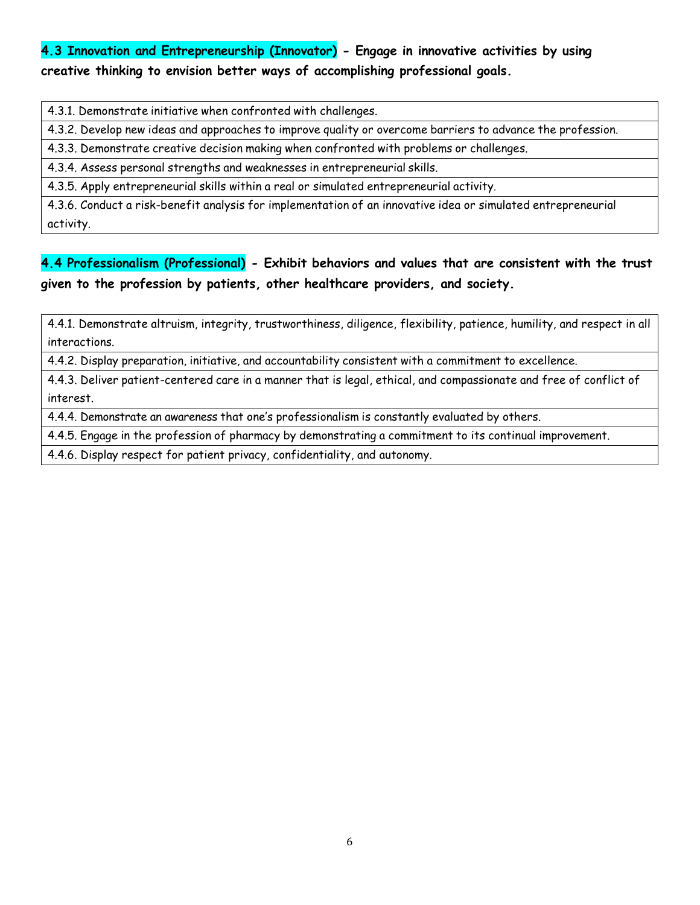**4.3 Innovation and Entrepreneurship (Innovator) - Engage in innovative activities by using creative thinking to envision better ways of accomplishing professional goals.**

| |
|---|
| 4.3.1. Demonstrate initiative when confronted with challenges. |
| 4.3.2. Develop new ideas and approaches to improve quality or overcome barriers to advance the profession. |
| 4.3.3. Demonstrate creative decision making when confronted with problems or challenges. |
| 4.3.4. Assess personal strengths and weaknesses in entrepreneurial skills. |
| 4.3.5. Apply entrepreneurial skills within a real or simulated entrepreneurial activity. |
| 4.3.6. Conduct a risk-benefit analysis for implementation of an innovative idea or simulated entrepreneurial activity. |

**4.4 Professionalism (Professional) - Exhibit behaviors and values that are consistent with the trust given to the profession by patients, other healthcare providers, and society.**

| |
|---|
| 4.4.1. Demonstrate altruism, integrity, trustworthiness, diligence, flexibility, patience, humility, and respect in all interactions. |
| 4.4.2. Display preparation, initiative, and accountability consistent with a commitment to excellence. |
| 4.4.3. Deliver patient-centered care in a manner that is legal, ethical, and compassionate and free of conflict of interest. |
| 4.4.4. Demonstrate an awareness that one's professionalism is constantly evaluated by others. |
| 4.4.5. Engage in the profession of pharmacy by demonstrating a commitment to its continual improvement. |
| 4.4.6. Display respect for patient privacy, confidentiality, and autonomy. |